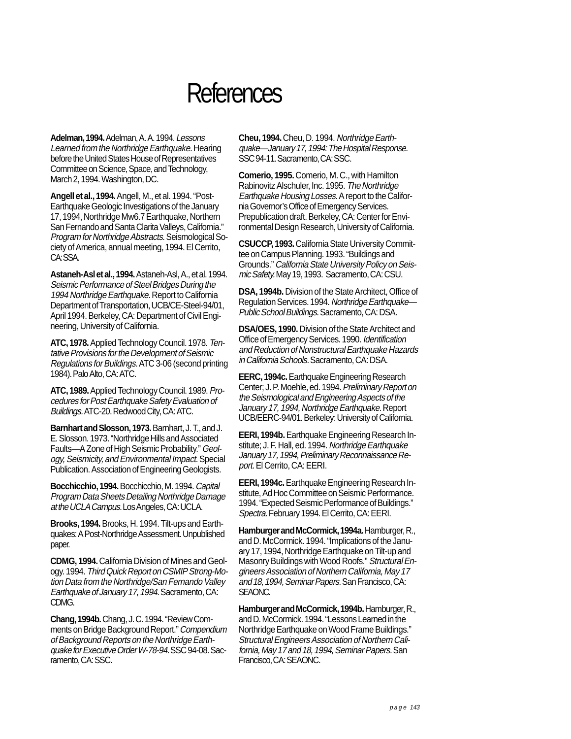# References

**Adelman, 1994.** Adelman, A. A. 1994. *Lessons Learned from the Northridge Earthquake.* Hearing before the United States House of Representatives Committee on Science, Space, and Technology, March 2, 1994. Washington, DC.

**Angell et al., 1994.** Angell, M., et al. 1994. "Post-Earthquake Geologic Investigations of the January 17, 1994, Northridge Mw6.7 Earthquake, Northern San Fernando and Santa Clarita Valleys, California." *Program for Northridge Abstracts.* Seismological Society of America, annual meeting, 1994. El Cerrito, CA: SSA.

**Astaneh-Asl et al., 1994.** Astaneh-Asl, A., et al. 1994. *Seismic Performance of Steel Bridges During the 1994 Northridge Earthquake.* Report to California Department of Transportation, UCB/CE-Steel-94/01, April 1994. Berkeley, CA: Department of Civil Engineering, University of California.

**ATC, 1978.** Applied Technology Council. 1978. *Tentative Provisions for the Development of Seismic Regulations for Buildings.* ATC 3-06 (second printing 1984). Palo Alto, CA: ATC.

**ATC, 1989.** Applied Technology Council. 1989. *Procedures for Post Earthquake Safety Evaluation of Buildings.* ATC-20. Redwood City, CA: ATC.

**Barnhart and Slosson, 1973.** Barnhart, J. T., and J. E. Slosson. 1973. "Northridge Hills and Associated Faults—A Zone of High Seismic Probability." *Geology, Seismicity, and Environmental Impact.* Special Publication. Association of Engineering Geologists.

**Bocchicchio, 1994.** Bocchicchio, M. 1994. *Capital Program Data Sheets Detailing Northridge Damage at the UCLA Campus.* Los Angeles, CA: UCLA.

**Brooks, 1994.** Brooks, H. 1994. Tilt-ups and Earthquakes: A Post-Northridge Assessment. Unpublished paper.

**CDMG, 1994.** California Division of Mines and Geology. 1994. *Third Quick Report on CSMIP Strong-Motion Data from the Northridge/San Fernando Valley Earthquake of January 17, 1994.* Sacramento, CA: CDMG.

**Chang, 1994b.** Chang, J. C. 1994. "Review Comments on Bridge Background Report." *Compendium of Background Reports on the Northridge Earthquake for Executive Order W-78-94.* SSC 94-08. Sacramento, CA: SSC.

**Cheu, 1994.** Cheu, D. 1994. *Northridge Earthquake—January 17, 1994: The Hospital Response.* SSC 94-11. Sacramento, CA: SSC.

**Comerio, 1995.** Comerio, M. C., with Hamilton Rabinovitz Alschuler, Inc. 1995. *The Northridge Earthquake Housing Losses.* A report to the California Governor's Office of Emergency Services. Prepublication draft. Berkeley, CA: Center for Environmental Design Research, University of California.

**CSUCCP, 1993.** California State University Committee on Campus Planning. 1993. "Buildings and Grounds." *California State University Policy on Seismic Safety.* May 19, 1993. Sacramento, CA: CSU.

**DSA, 1994b.** Division of the State Architect, Office of Regulation Services. 1994. *Northridge Earthquake—Public School Buildings.* Sacramento, CA: DSA.

**DSA/OES, 1990.** Division of the State Architect and Office of Emergency Services. 1990. *Identification and Reduction of Nonstructural Earthquake Hazards in California Schools.* Sacramento, CA: DSA.

**EERC, 1994c.** Earthquake Engineering Research Center; J. P. Moehle, ed. 1994. *Preliminary Report on the Seismological and Engineering Aspects of the January 17, 1994, Northridge Earthquake.* Report UCB/EERC-94/01. Berkeley: University of California.

**EERI, 1994b.** Earthquake Engineering Research Institute; J. F. Hall, ed. 1994. *Northridge Earthquake January 17, 1994, Preliminary Reconnaissance Report.* El Cerrito, CA: EERI.

**EERI, 1994c.** Earthquake Engineering Research Institute, Ad Hoc Committee on Seismic Performance. 1994. "Expected Seismic Performance of Buildings." *Spectra.* February 1994. El Cerrito, CA: EERI.

**Hamburger and McCormick, 1994a.** Hamburger, R., and D. McCormick. 1994. "Implications of the January 17, 1994, Northridge Earthquake on Tilt-up and Masonry Buildings with Wood Roofs." *Structural Engineers Association of Northern California, May 17 and 18, 1994, Seminar Papers.* San Francisco, CA: SEAONC.

**Hamburger and McCormick, 1994b.** Hamburger, R., and D. McCormick. 1994. "Lessons Learned in the Northridge Earthquake on Wood Frame Buildings." *Structural Engineers Association of Northern California, May 17 and 18, 1994, Seminar Papers.* San Francisco, CA: SEAONC.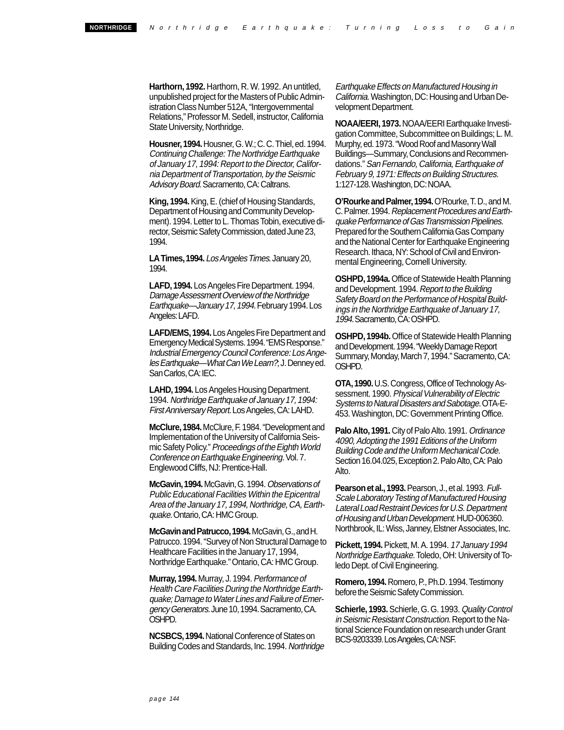**Harthorn, 1992.** Harthorn, R. W. 1992. An untitled, unpublished project for the Masters of Public Administration Class Number 512A, "Intergovernmental Relations," Professor M. Sedell, instructor, California State University, Northridge.

**Housner, 1994.** Housner, G. W.; C. C. Thiel, ed. 1994. *Continuing Challenge: The Northridge Earthquake of January 17, 1994: Report to the Director, California Department of Transportation, by the Seismic Advisory Board.* Sacramento, CA: Caltrans.

**King, 1994.** King, E. (chief of Housing Standards, Department of Housing and Community Development). 1994. Letter to L. Thomas Tobin, executive director, Seismic Safety Commission, dated June 23, 1994.

**LA Times, 1994.** *Los Angeles Times*. January 20, 1994.

**LAFD, 1994.** Los Angeles Fire Department. 1994. *Damage Assessment Overview of the Northridge Earthquake—January 17, 1994.* February 1994. Los Angeles: LAFD.

**LAFD/EMS, 1994.** Los Angeles Fire Department and Emergency Medical Systems. 1994. "EMS Response." *Industrial Emergency Council Conference: Los Angeles Earthquake—What Can We Learn?*; J. Denney ed. San Carlos, CA: IEC.

**LAHD, 1994.** Los Angeles Housing Department. 1994. *Northridge Earthquake of January 17, 1994: First Anniversary Report.* Los Angeles, CA: LAHD.

**McClure, 1984.** McClure, F. 1984. "Development and Implementation of the University of California Seismic Safety Policy." *Proceedings of the Eighth World Conference on Earthquake Engineering.* Vol. 7. Englewood Cliffs, NJ: Prentice-Hall.

**McGavin, 1994.** McGavin, G. 1994. *Observations of Public Educational Facilities Within the Epicentral Area of the January 17, 1994, Northridge, CA, Earthquake.* Ontario, CA: HMC Group.

**McGavin and Patrucco, 1994.** McGavin, G., and H. Patrucco. 1994. "Survey of Non Structural Damage to Healthcare Facilities in the January 17, 1994, Northridge Earthquake." Ontario, CA: HMC Group.

**Murray, 1994.** Murray, J. 1994. *Performance of Health Care Facilities During the Northridge Earthquake; Damage to Water Lines and Failure of Emergency Generators.* June 10, 1994. Sacramento, CA. OSHPD.

**NCSBCS, 1994.** National Conference of States on Building Codes and Standards, Inc. 1994. *Northridge Earthquake Effects on Manufactured Housing in California.* Washington, DC: Housing and Urban Development Department.

**NOAA/EERI, 1973.** NOAA/EERI Earthquake Investigation Committee, Subcommittee on Buildings; L. M. Murphy, ed. 1973. "Wood Roof and Masonry Wall Buildings—Summary, Conclusions and Recommendations." *San Fernando, California, Earthquake of February 9, 1971: Effects on Building Structures.* 1:127-128. Washington, DC: NOAA.

**O'Rourke and Palmer, 1994.** O'Rourke, T. D., and M. C. Palmer. 1994. *Replacement Procedures and Earthquake Performance of Gas Transmission Pipelines.* Prepared for the Southern California Gas Company and the National Center for Earthquake Engineering Research. Ithaca, NY: School of Civil and Environmental Engineering, Cornell University.

**OSHPD, 1994a.** Office of Statewide Health Planning and Development. 1994. *Report to the Building Safety Board on the Performance of Hospital Buildings in the Northridge Earthquake of January 17, 1994.* Sacramento, CA: OSHPD.

**OSHPD, 1994b.** Office of Statewide Health Planning and Development. 1994. "Weekly Damage Report Summary, Monday, March 7, 1994." Sacramento, CA: OSHPD.

**OTA, 1990.** U.S. Congress, Office of Technology Assessment. 1990. *Physical Vulnerability of Electric Systems to Natural Disasters and Sabotage.* OTA-E-453. Washington, DC: Government Printing Office.

**Palo Alto, 1991.** City of Palo Alto. 1991. *Ordinance 4090, Adopting the 1991 Editions of the Uniform Building Code and the Uniform Mechanical Code.* Section 16.04.025, Exception 2. Palo Alto, CA: Palo Alto.

**Pearson et al., 1993.** Pearson, J., et al. 1993. *Full-Scale Laboratory Testing of Manufactured Housing Lateral Load Restraint Devices for U.S. Department of Housing and Urban Development.* HUD-006360. Northbrook, IL: Wiss, Janney, Elstner Associates, Inc.

**Pickett, 1994.** Pickett, M. A. 1994. *17 January 1994 Northridge Earthquake.* Toledo, OH: University of Toledo Dept. of Civil Engineering.

**Romero, 1994.** Romero, P., Ph.D. 1994. Testimony before the Seismic Safety Commission.

**Schierle, 1993.** Schierle, G. G. 1993. *Quality Control in Seismic Resistant Construction.* Report to the National Science Foundation on research under Grant BCS-9203339. Los Angeles, CA: NSF.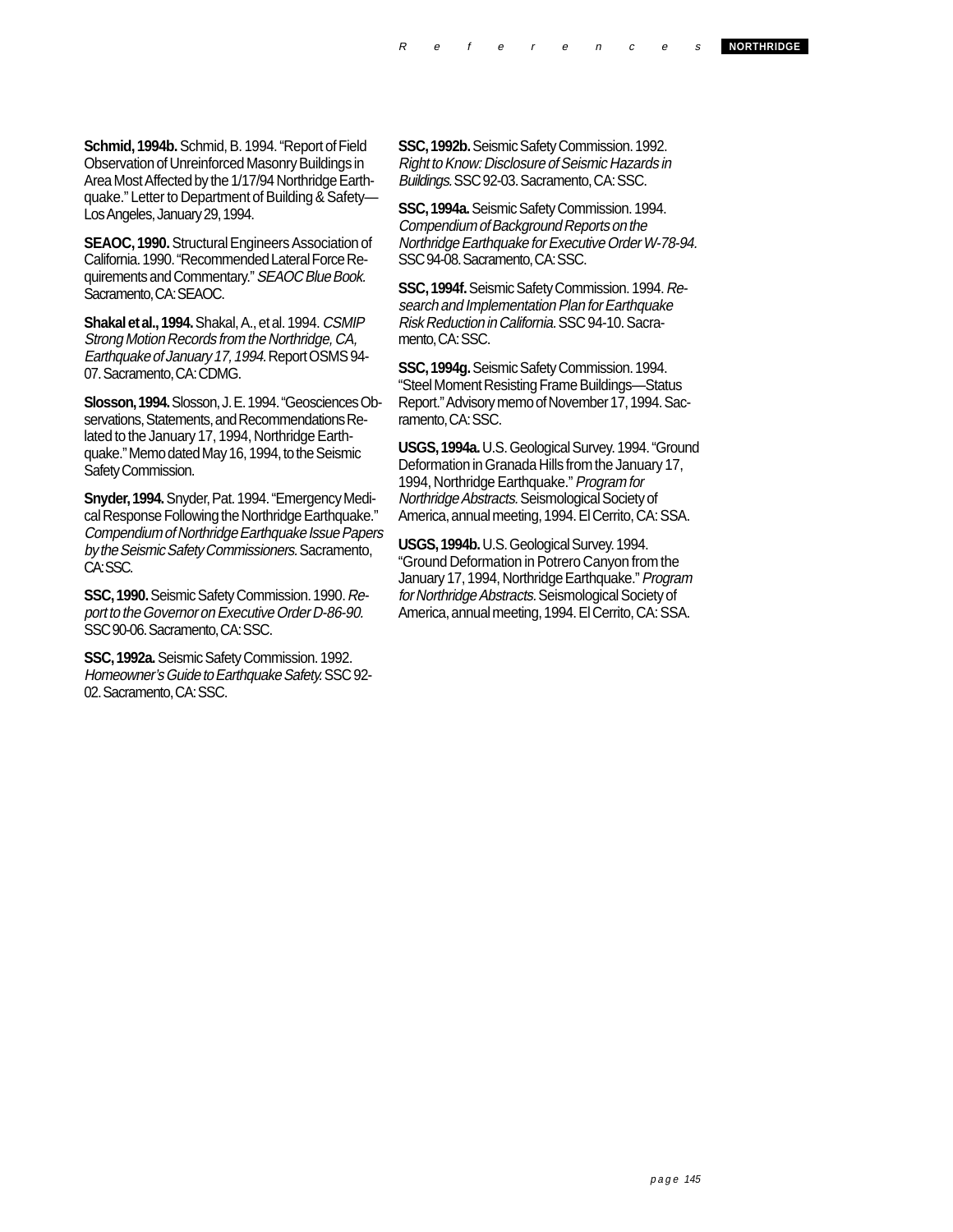**Schmid, 1994b.** Schmid, B. 1994. "Report of Field Observation of Unreinforced Masonry Buildings in Area Most Affected by the 1/17/94 Northridge Earthquake." Letter to Department of Building & Safety—Los Angeles, January 29, 1994.

**SEAOC, 1990.** Structural Engineers Association of California. 1990. "Recommended Lateral Force Requirements and Commentary." *SEAOC Blue Book.* Sacramento, CA: SEAOC.

**Shakal et al., 1994.** Shakal, A., et al. 1994. *CSMIP Strong Motion Records from the Northridge, CA, Earthquake of January 17, 1994.* Report OSMS 94-07. Sacramento, CA: CDMG.

**Slosson, 1994.** Slosson, J. E. 1994. "Geosciences Observations, Statements, and Recommendations Related to the January 17, 1994, Northridge Earthquake." Memo dated May 16, 1994, to the Seismic Safety Commission.

**Snyder, 1994.** Snyder, Pat. 1994. "Emergency Medical Response Following the Northridge Earthquake." *Compendium of Northridge Earthquake Issue Papers by the Seismic Safety Commissioners.* Sacramento, CA: SSC.

**SSC, 1990.** Seismic Safety Commission. 1990. *Report to the Governor on Executive Order D-86-90.* SSC 90-06. Sacramento, CA: SSC.

**SSC, 1992a.** Seismic Safety Commission. 1992. *Homeowner's Guide to Earthquake Safety.* SSC 92-02. Sacramento, CA: SSC.

**SSC, 1992b.** Seismic Safety Commission. 1992. *Right to Know: Disclosure of Seismic Hazards in Buildings.* SSC 92-03. Sacramento, CA: SSC.

**SSC, 1994a.** Seismic Safety Commission. 1994. *Compendium of Background Reports on the Northridge Earthquake for Executive Order W-78-94.* SSC 94-08. Sacramento, CA: SSC.

**SSC, 1994f.** Seismic Safety Commission. 1994. *Research and Implementation Plan for Earthquake Risk Reduction in California.* SSC 94-10. Sacramento, CA: SSC.

**SSC, 1994g.** Seismic Safety Commission. 1994. "Steel Moment Resisting Frame Buildings—Status Report." Advisory memo of November 17, 1994. Sacramento, CA: SSC.

**USGS, 1994a.** U.S. Geological Survey. 1994. "Ground Deformation in Granada Hills from the January 17, 1994, Northridge Earthquake." *Program for Northridge Abstracts.* Seismological Society of America, annual meeting, 1994. El Cerrito, CA: SSA.

**USGS, 1994b.** U.S. Geological Survey. 1994. "Ground Deformation in Potrero Canyon from the January 17, 1994, Northridge Earthquake." *Program for Northridge Abstracts.* Seismological Society of America, annual meeting, 1994. El Cerrito, CA: SSA.